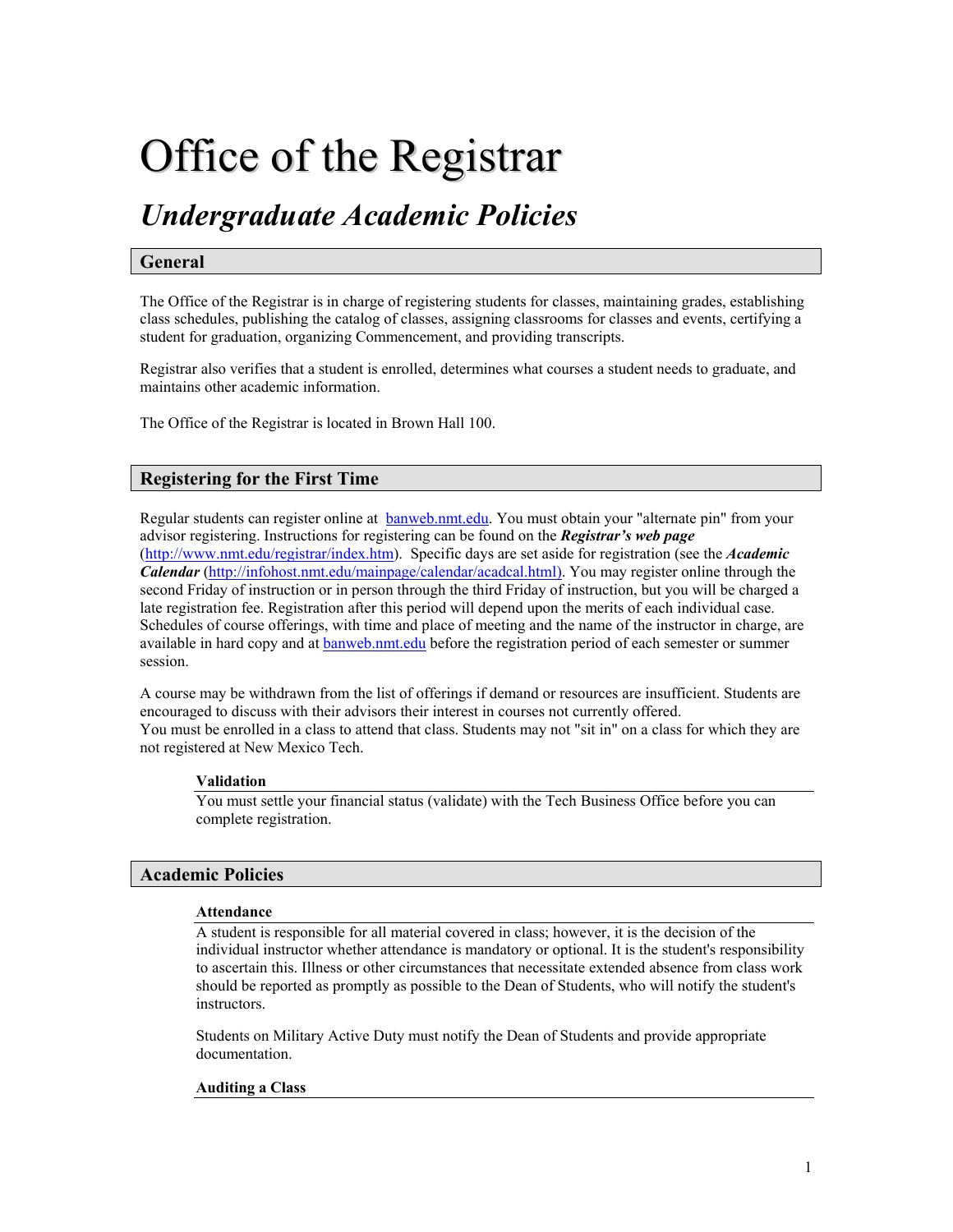# Office of the Registrar

## *Undergraduate Academic Policies*

## General

The Office of the Registrar is in charge of registering students for classes, maintaining grades, establishing class schedules, publishing the catalog of classes, assigning classrooms for classes and events, certifying a student for graduation, organizing Commencement, and providing transcripts.

Registrar also verifies that a student is enrolled, determines what courses a student needs to graduate, and maintains other academic information.

The Office of the Registrar is located in Brown Hall 100.

## Registering for the First Time

Regular students can register online at [banweb.nmt.edu](banweb.nmt.edu). You must obtain your "alternate pin" from your advisor registering. Instructions for registering can be found on the ***Registrar's web page*** ([http://www.nmt.edu/registrar/index.htm](http://www.nmt.edu/registrar/index.htm)). Specific days are set aside for registration (see the ***Academic Calendar*** ([http://infohost.nmt.edu/mainpage/calendar/acadcal.html](http://infohost.nmt.edu/mainpage/calendar/acadcal.html)). You may register online through the second Friday of instruction or in person through the third Friday of instruction, but you will be charged a late registration fee. Registration after this period will depend upon the merits of each individual case. Schedules of course offerings, with time and place of meeting and the name of the instructor in charge, are available in hard copy and at [banweb.nmt.edu](banweb.nmt.edu) before the registration period of each semester or summer session.

A course may be withdrawn from the list of offerings if demand or resources are insufficient. Students are encouraged to discuss with their advisors their interest in courses not currently offered.
You must be enrolled in a class to attend that class. Students may not "sit in" on a class for which they are not registered at New Mexico Tech.

### Validation

You must settle your financial status (validate) with the Tech Business Office before you can complete registration.

## Academic Policies

### Attendance

A student is responsible for all material covered in class; however, it is the decision of the individual instructor whether attendance is mandatory or optional. It is the student's responsibility to ascertain this. Illness or other circumstances that necessitate extended absence from class work should be reported as promptly as possible to the Dean of Students, who will notify the student's instructors.

Students on Military Active Duty must notify the Dean of Students and provide appropriate documentation.

### Auditing a Class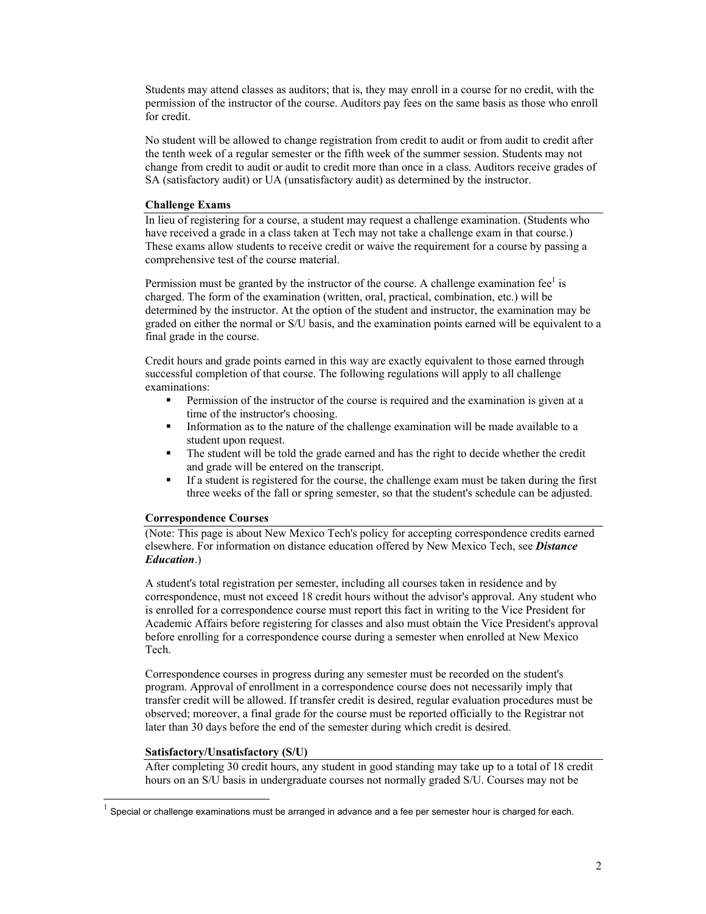Students may attend classes as auditors; that is, they may enroll in a course for no credit, with the permission of the instructor of the course. Auditors pay fees on the same basis as those who enroll for credit.

No student will be allowed to change registration from credit to audit or from audit to credit after the tenth week of a regular semester or the fifth week of the summer session. Students may not change from credit to audit or audit to credit more than once in a class. Auditors receive grades of SA (satisfactory audit) or UA (unsatisfactory audit) as determined by the instructor.

### Challenge Exams

In lieu of registering for a course, a student may request a challenge examination. (Students who have received a grade in a class taken at Tech may not take a challenge exam in that course.) These exams allow students to receive credit or waive the requirement for a course by passing a comprehensive test of the course material.

Permission must be granted by the instructor of the course. A challenge examination fee[1] is charged. The form of the examination (written, oral, practical, combination, etc.) will be determined by the instructor. At the option of the student and instructor, the examination may be graded on either the normal or S/U basis, and the examination points earned will be equivalent to a final grade in the course.

Credit hours and grade points earned in this way are exactly equivalent to those earned through successful completion of that course. The following regulations will apply to all challenge examinations:

- Permission of the instructor of the course is required and the examination is given at a time of the instructor's choosing.
- Information as to the nature of the challenge examination will be made available to a student upon request.
- The student will be told the grade earned and has the right to decide whether the credit and grade will be entered on the transcript.
- If a student is registered for the course, the challenge exam must be taken during the first three weeks of the fall or spring semester, so that the student's schedule can be adjusted.

### Correspondence Courses

(Note: This page is about New Mexico Tech's policy for accepting correspondence credits earned elsewhere. For information on distance education offered by New Mexico Tech, see ***Distance Education***.)

A student's total registration per semester, including all courses taken in residence and by correspondence, must not exceed 18 credit hours without the advisor's approval. Any student who is enrolled for a correspondence course must report this fact in writing to the Vice President for Academic Affairs before registering for classes and also must obtain the Vice President's approval before enrolling for a correspondence course during a semester when enrolled at New Mexico Tech.

Correspondence courses in progress during any semester must be recorded on the student's program. Approval of enrollment in a correspondence course does not necessarily imply that transfer credit will be allowed. If transfer credit is desired, regular evaluation procedures must be observed; moreover, a final grade for the course must be reported officially to the Registrar not later than 30 days before the end of the semester during which credit is desired.

### Satisfactory/Unsatisfactory (S/U)

After completing 30 credit hours, any student in good standing may take up to a total of 18 credit hours on an S/U basis in undergraduate courses not normally graded S/U. Courses may not be

---

[1] Special or challenge examinations must be arranged in advance and a fee per semester hour is charged for each.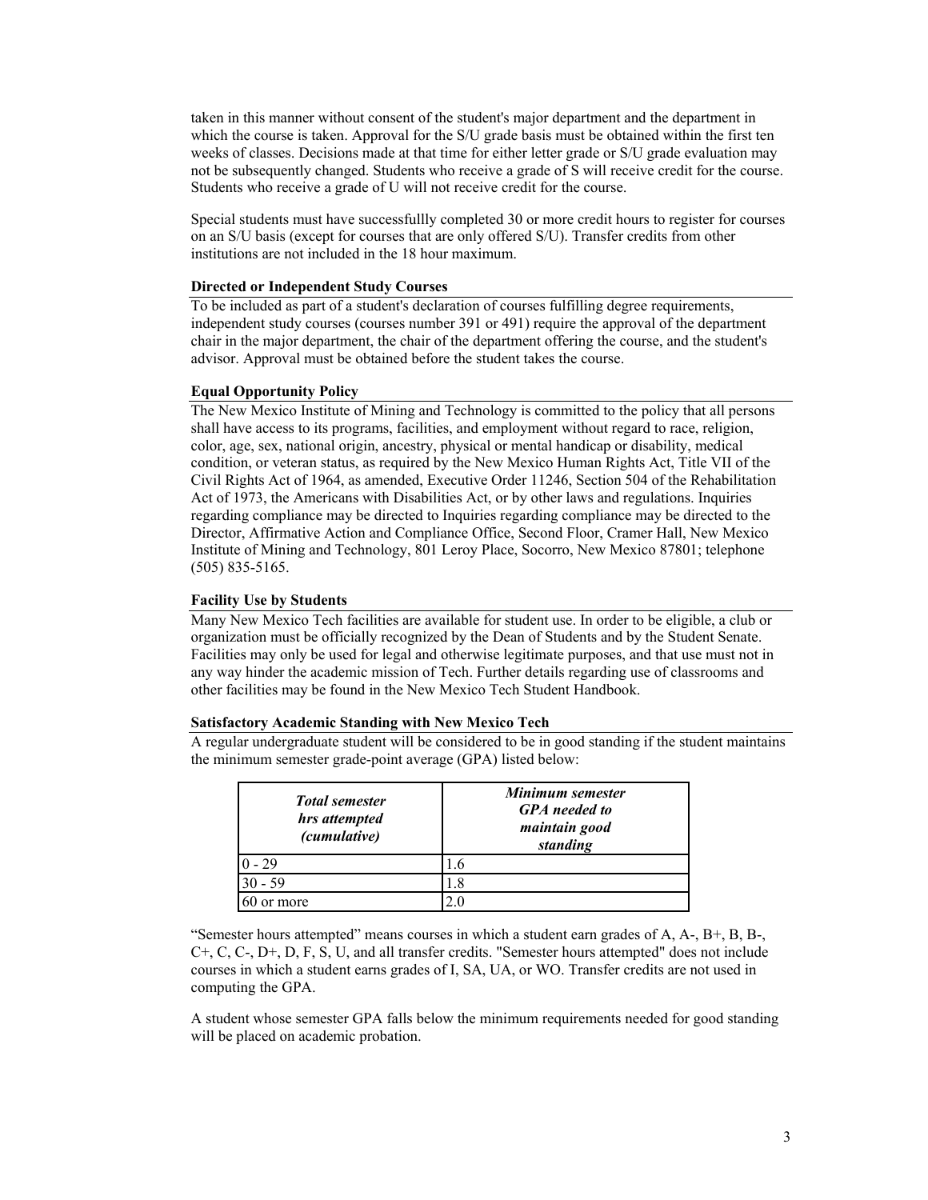taken in this manner without consent of the student's major department and the department in which the course is taken. Approval for the S/U grade basis must be obtained within the first ten weeks of classes. Decisions made at that time for either letter grade or S/U grade evaluation may not be subsequently changed. Students who receive a grade of S will receive credit for the course. Students who receive a grade of U will not receive credit for the course.

Special students must have successfullly completed 30 or more credit hours to register for courses on an S/U basis (except for courses that are only offered S/U). Transfer credits from other institutions are not included in the 18 hour maximum.

### Directed or Independent Study Courses

To be included as part of a student's declaration of courses fulfilling degree requirements, independent study courses (courses number 391 or 491) require the approval of the department chair in the major department, the chair of the department offering the course, and the student's advisor. Approval must be obtained before the student takes the course.

### Equal Opportunity Policy

The New Mexico Institute of Mining and Technology is committed to the policy that all persons shall have access to its programs, facilities, and employment without regard to race, religion, color, age, sex, national origin, ancestry, physical or mental handicap or disability, medical condition, or veteran status, as required by the New Mexico Human Rights Act, Title VII of the Civil Rights Act of 1964, as amended, Executive Order 11246, Section 504 of the Rehabilitation Act of 1973, the Americans with Disabilities Act, or by other laws and regulations. Inquiries regarding compliance may be directed to Inquiries regarding compliance may be directed to the Director, Affirmative Action and Compliance Office, Second Floor, Cramer Hall, New Mexico Institute of Mining and Technology, 801 Leroy Place, Socorro, New Mexico 87801; telephone (505) 835-5165.

### Facility Use by Students

Many New Mexico Tech facilities are available for student use. In order to be eligible, a club or organization must be officially recognized by the Dean of Students and by the Student Senate. Facilities may only be used for legal and otherwise legitimate purposes, and that use must not in any way hinder the academic mission of Tech. Further details regarding use of classrooms and other facilities may be found in the New Mexico Tech Student Handbook.

### Satisfactory Academic Standing with New Mexico Tech

A regular undergraduate student will be considered to be in good standing if the student maintains the minimum semester grade-point average (GPA) listed below:

| *Total semester hrs attempted (cumulative)* | *Minimum semester GPA needed to maintain good standing* |
|---|---|
| 0 - 29 | 1.6 |
| 30 - 59 | 1.8 |
| 60 or more | 2.0 |

"Semester hours attempted" means courses in which a student earn grades of A, A-, B+, B, B-, C+, C, C-, D+, D, F, S, U, and all transfer credits. "Semester hours attempted" does not include courses in which a student earns grades of I, SA, UA, or WO. Transfer credits are not used in computing the GPA.

A student whose semester GPA falls below the minimum requirements needed for good standing will be placed on academic probation.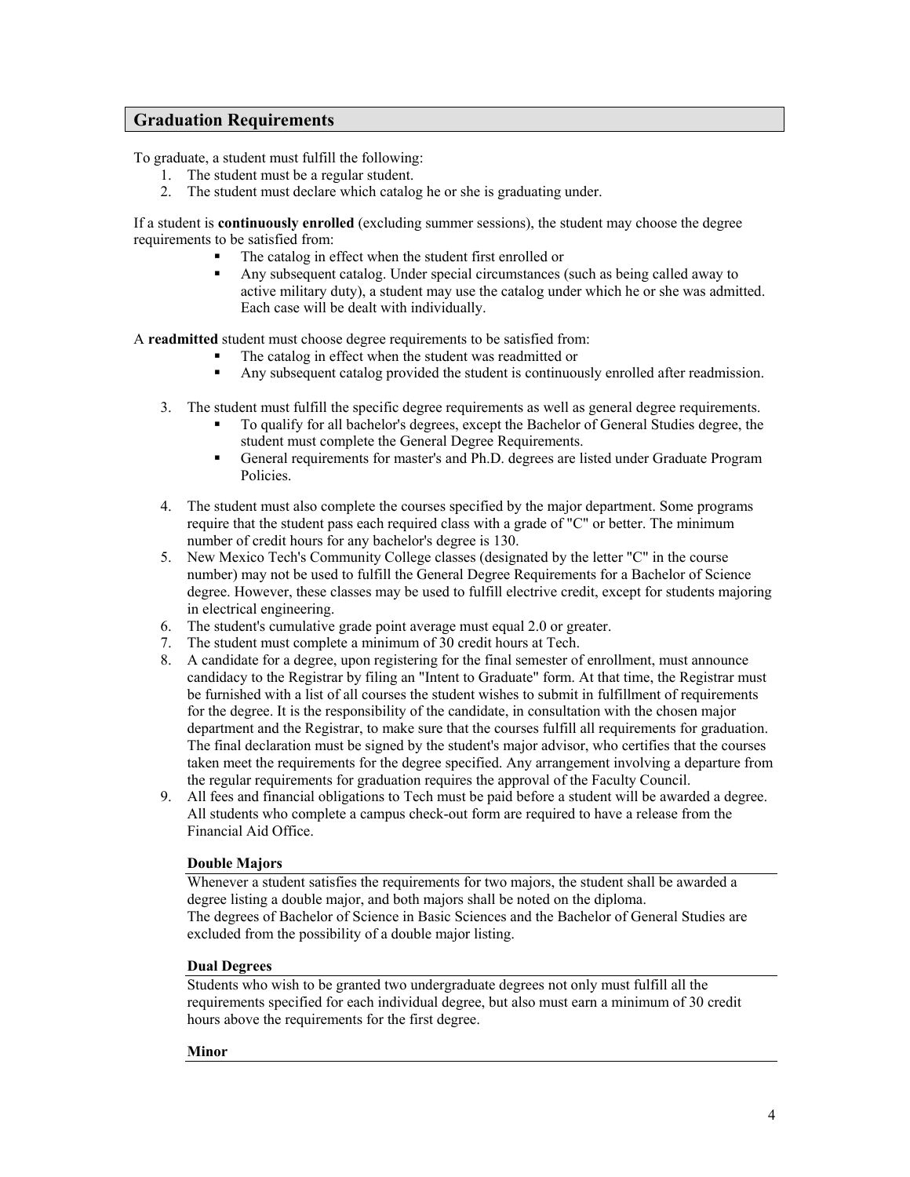## Graduation Requirements

To graduate, a student must fulfill the following:

1. The student must be a regular student.
2. The student must declare which catalog he or she is graduating under.

If a student is **continuously enrolled** (excluding summer sessions), the student may choose the degree requirements to be satisfied from:

- The catalog in effect when the student first enrolled or
- Any subsequent catalog. Under special circumstances (such as being called away to active military duty), a student may use the catalog under which he or she was admitted. Each case will be dealt with individually.

A **readmitted** student must choose degree requirements to be satisfied from:

- The catalog in effect when the student was readmitted or
- Any subsequent catalog provided the student is continuously enrolled after readmission.

3. The student must fulfill the specific degree requirements as well as general degree requirements.
   - To qualify for all bachelor's degrees, except the Bachelor of General Studies degree, the student must complete the General Degree Requirements.
   - General requirements for master's and Ph.D. degrees are listed under Graduate Program Policies.
4. The student must also complete the courses specified by the major department. Some programs require that the student pass each required class with a grade of "C" or better. The minimum number of credit hours for any bachelor's degree is 130.
5. New Mexico Tech's Community College classes (designated by the letter "C" in the course number) may not be used to fulfill the General Degree Requirements for a Bachelor of Science degree. However, these classes may be used to fulfill elective credit, except for students majoring in electrical engineering.
6. The student's cumulative grade point average must equal 2.0 or greater.
7. The student must complete a minimum of 30 credit hours at Tech.
8. A candidate for a degree, upon registering for the final semester of enrollment, must announce candidacy to the Registrar by filing an "Intent to Graduate" form. At that time, the Registrar must be furnished with a list of all courses the student wishes to submit in fulfillment of requirements for the degree. It is the responsibility of the candidate, in consultation with the chosen major department and the Registrar, to make sure that the courses fulfill all requirements for graduation. The final declaration must be signed by the student's major advisor, who certifies that the courses taken meet the requirements for the degree specified. Any arrangement involving a departure from the regular requirements for graduation requires the approval of the Faculty Council.
9. All fees and financial obligations to Tech must be paid before a student will be awarded a degree. All students who complete a campus check-out form are required to have a release from the Financial Aid Office.

### Double Majors

Whenever a student satisfies the requirements for two majors, the student shall be awarded a degree listing a double major, and both majors shall be noted on the diploma.
The degrees of Bachelor of Science in Basic Sciences and the Bachelor of General Studies are excluded from the possibility of a double major listing.

### Dual Degrees

Students who wish to be granted two undergraduate degrees not only must fulfill all the requirements specified for each individual degree, but also must earn a minimum of 30 credit hours above the requirements for the first degree.

### Minor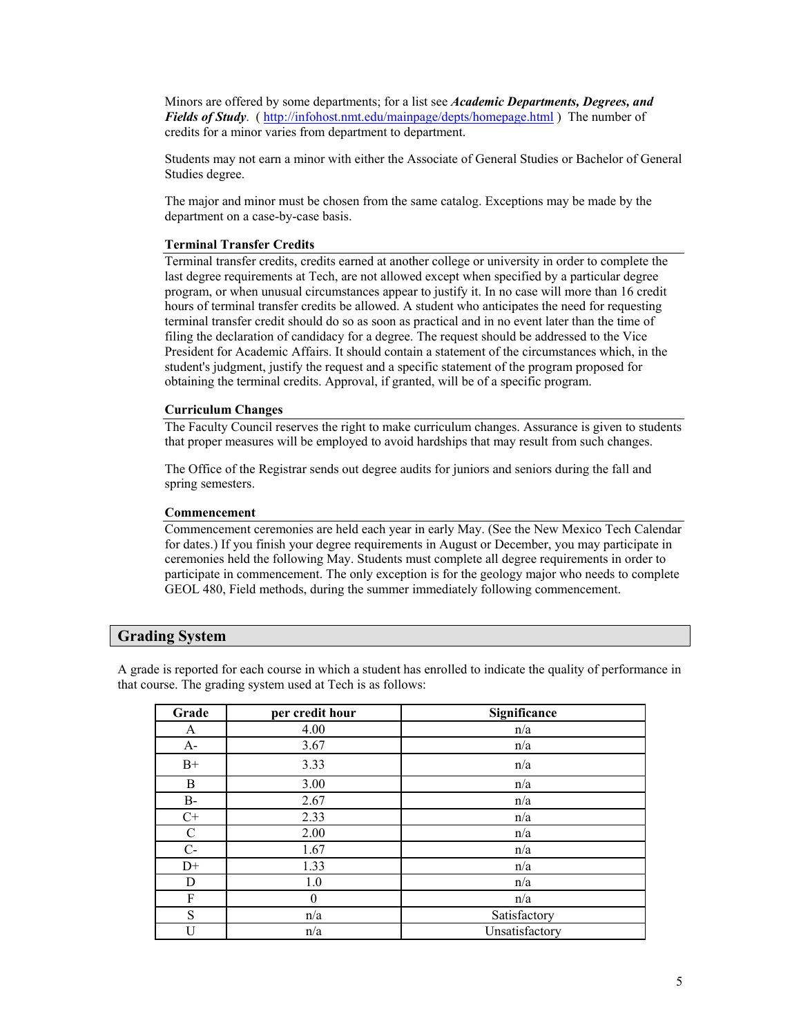Minors are offered by some departments; for a list see ***Academic Departments, Degrees, and Fields of Study***. ( http://infohost.nmt.edu/mainpage/depts/homepage.html ) The number of credits for a minor varies from department to department.

Students may not earn a minor with either the Associate of General Studies or Bachelor of General Studies degree.

The major and minor must be chosen from the same catalog. Exceptions may be made by the department on a case-by-case basis.

### Terminal Transfer Credits

Terminal transfer credits, credits earned at another college or university in order to complete the last degree requirements at Tech, are not allowed except when specified by a particular degree program, or when unusual circumstances appear to justify it. In no case will more than 16 credit hours of terminal transfer credits be allowed. A student who anticipates the need for requesting terminal transfer credit should do so as soon as practical and in no event later than the time of filing the declaration of candidacy for a degree. The request should be addressed to the Vice President for Academic Affairs. It should contain a statement of the circumstances which, in the student's judgment, justify the request and a specific statement of the program proposed for obtaining the terminal credits. Approval, if granted, will be of a specific program.

### Curriculum Changes

The Faculty Council reserves the right to make curriculum changes. Assurance is given to students that proper measures will be employed to avoid hardships that may result from such changes.

The Office of the Registrar sends out degree audits for juniors and seniors during the fall and spring semesters.

### Commencement

Commencement ceremonies are held each year in early May. (See the New Mexico Tech Calendar for dates.) If you finish your degree requirements in August or December, you may participate in ceremonies held the following May. Students must complete all degree requirements in order to participate in commencement. The only exception is for the geology major who needs to complete GEOL 480, Field methods, during the summer immediately following commencement.

## Grading System

A grade is reported for each course in which a student has enrolled to indicate the quality of performance in that course. The grading system used at Tech is as follows:

| Grade | per credit hour | Significance |
|---|---|---|
| A | 4.00 | n/a |
| A- | 3.67 | n/a |
| B+ | 3.33 | n/a |
| B | 3.00 | n/a |
| B- | 2.67 | n/a |
| C+ | 2.33 | n/a |
| C | 2.00 | n/a |
| C- | 1.67 | n/a |
| D+ | 1.33 | n/a |
| D | 1.0 | n/a |
| F | 0 | n/a |
| S | n/a | Satisfactory |
| U | n/a | Unsatisfactory |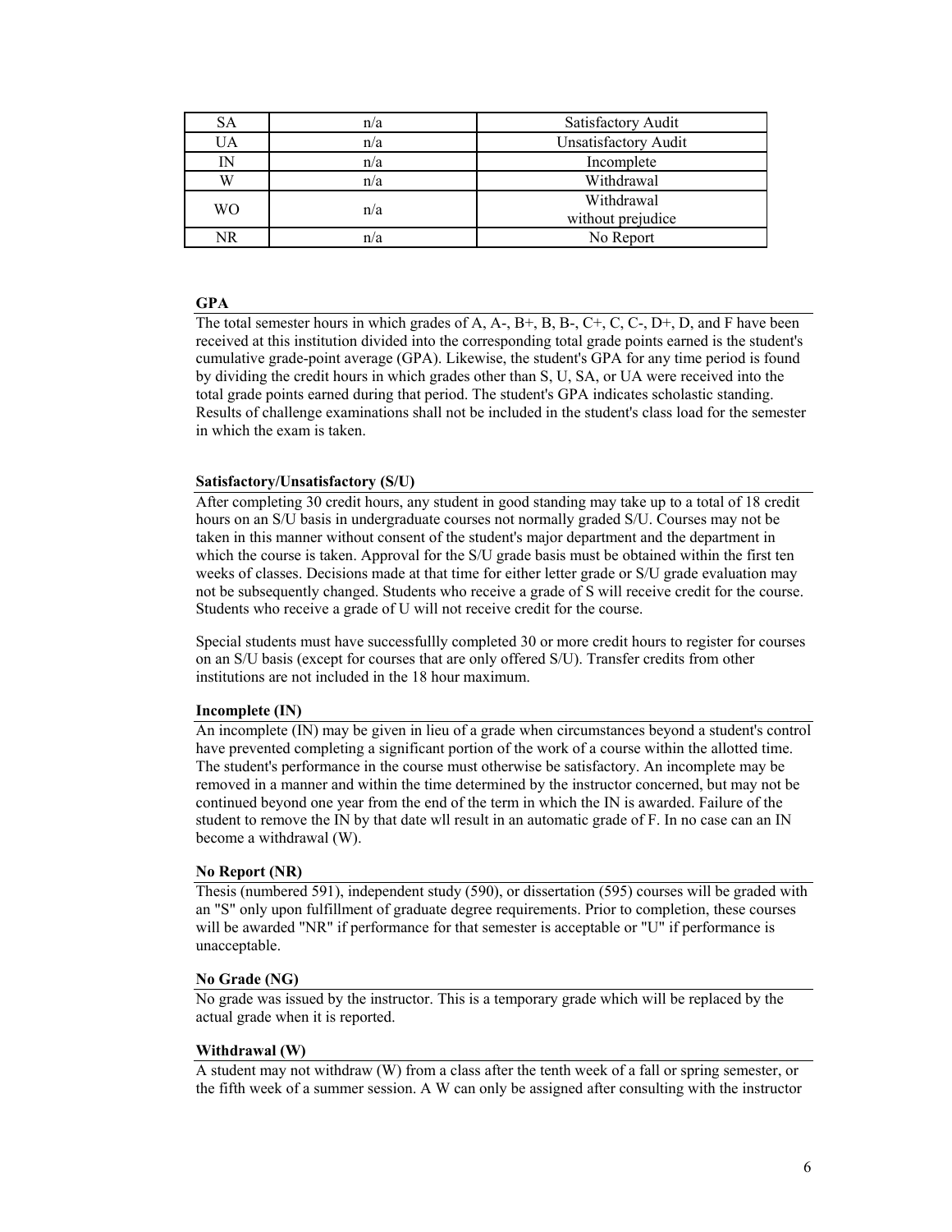| SA | n/a | Satisfactory Audit |
|---|---|---|
| UA | n/a | Unsatisfactory Audit |
| IN | n/a | Incomplete |
| W | n/a | Withdrawal |
| WO | n/a | Withdrawal without prejudice |
| NR | n/a | No Report |

**GPA**

The total semester hours in which grades of A, A-, B+, B, B-, C+, C, C-, D+, D, and F have been received at this institution divided into the corresponding total grade points earned is the student's cumulative grade-point average (GPA). Likewise, the student's GPA for any time period is found by dividing the credit hours in which grades other than S, U, SA, or UA were received into the total grade points earned during that period. The student's GPA indicates scholastic standing. Results of challenge examinations shall not be included in the student's class load for the semester in which the exam is taken.

**Satisfactory/Unsatisfactory (S/U)**

After completing 30 credit hours, any student in good standing may take up to a total of 18 credit hours on an S/U basis in undergraduate courses not normally graded S/U. Courses may not be taken in this manner without consent of the student's major department and the department in which the course is taken. Approval for the S/U grade basis must be obtained within the first ten weeks of classes. Decisions made at that time for either letter grade or S/U grade evaluation may not be subsequently changed. Students who receive a grade of S will receive credit for the course. Students who receive a grade of U will not receive credit for the course.

Special students must have successfullly completed 30 or more credit hours to register for courses on an S/U basis (except for courses that are only offered S/U). Transfer credits from other institutions are not included in the 18 hour maximum.

**Incomplete (IN)**

An incomplete (IN) may be given in lieu of a grade when circumstances beyond a student's control have prevented completing a significant portion of the work of a course within the allotted time. The student's performance in the course must otherwise be satisfactory. An incomplete may be removed in a manner and within the time determined by the instructor concerned, but may not be continued beyond one year from the end of the term in which the IN is awarded. Failure of the student to remove the IN by that date wll result in an automatic grade of F. In no case can an IN become a withdrawal (W).

**No Report (NR)**

Thesis (numbered 591), independent study (590), or dissertation (595) courses will be graded with an "S" only upon fulfillment of graduate degree requirements. Prior to completion, these courses will be awarded "NR" if performance for that semester is acceptable or "U" if performance is unacceptable.

**No Grade (NG)**

No grade was issued by the instructor. This is a temporary grade which will be replaced by the actual grade when it is reported.

**Withdrawal (W)**

A student may not withdraw (W) from a class after the tenth week of a fall or spring semester, or the fifth week of a summer session. A W can only be assigned after consulting with the instructor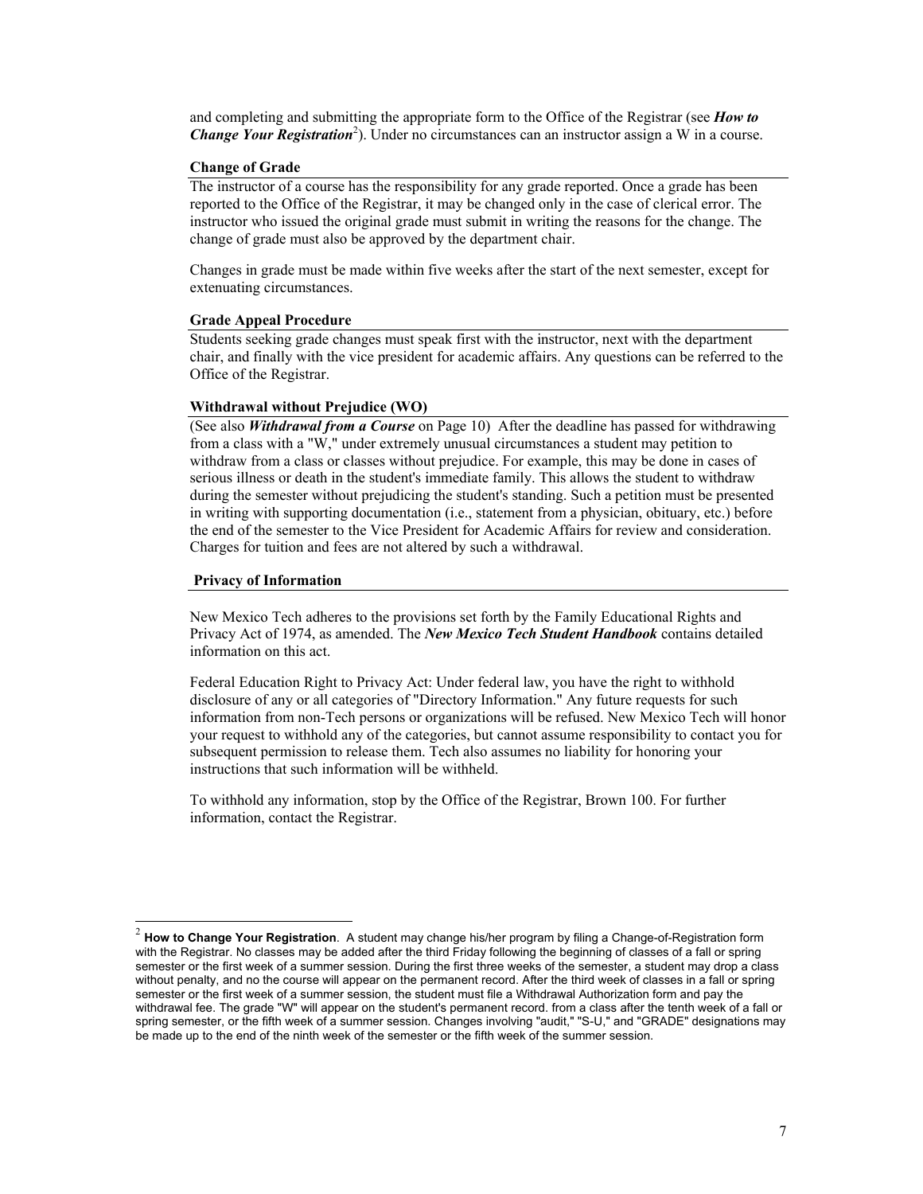and completing and submitting the appropriate form to the Office of the Registrar (see ***How to Change Your Registration***[2]). Under no circumstances can an instructor assign a W in a course.

### Change of Grade

The instructor of a course has the responsibility for any grade reported. Once a grade has been reported to the Office of the Registrar, it may be changed only in the case of clerical error. The instructor who issued the original grade must submit in writing the reasons for the change. The change of grade must also be approved by the department chair.

Changes in grade must be made within five weeks after the start of the next semester, except for extenuating circumstances.

### Grade Appeal Procedure

Students seeking grade changes must speak first with the instructor, next with the department chair, and finally with the vice president for academic affairs. Any questions can be referred to the Office of the Registrar.

### Withdrawal without Prejudice (WO)

(See also ***Withdrawal from a Course*** on Page 10) After the deadline has passed for withdrawing from a class with a "W," under extremely unusual circumstances a student may petition to withdraw from a class or classes without prejudice. For example, this may be done in cases of serious illness or death in the student's immediate family. This allows the student to withdraw during the semester without prejudicing the student's standing. Such a petition must be presented in writing with supporting documentation (i.e., statement from a physician, obituary, etc.) before the end of the semester to the Vice President for Academic Affairs for review and consideration. Charges for tuition and fees are not altered by such a withdrawal.

### Privacy of Information

New Mexico Tech adheres to the provisions set forth by the Family Educational Rights and Privacy Act of 1974, as amended. The ***New Mexico Tech Student Handbook*** contains detailed information on this act.

Federal Education Right to Privacy Act: Under federal law, you have the right to withhold disclosure of any or all categories of "Directory Information." Any future requests for such information from non-Tech persons or organizations will be refused. New Mexico Tech will honor your request to withhold any of the categories, but cannot assume responsibility to contact you for subsequent permission to release them. Tech also assumes no liability for honoring your instructions that such information will be withheld.

To withhold any information, stop by the Office of the Registrar, Brown 100. For further information, contact the Registrar.

---

[2] **How to Change Your Registration**. A student may change his/her program by filing a Change-of-Registration form with the Registrar. No classes may be added after the third Friday following the beginning of classes of a fall or spring semester or the first week of a summer session. During the first three weeks of the semester, a student may drop a class without penalty, and no the course will appear on the permanent record. After the third week of classes in a fall or spring semester or the first week of a summer session, the student must file a Withdrawal Authorization form and pay the withdrawal fee. The grade "W" will appear on the student's permanent record. from a class after the tenth week of a fall or spring semester, or the fifth week of a summer session. Changes involving "audit," "S-U," and "GRADE" designations may be made up to the end of the ninth week of the semester or the fifth week of the summer session.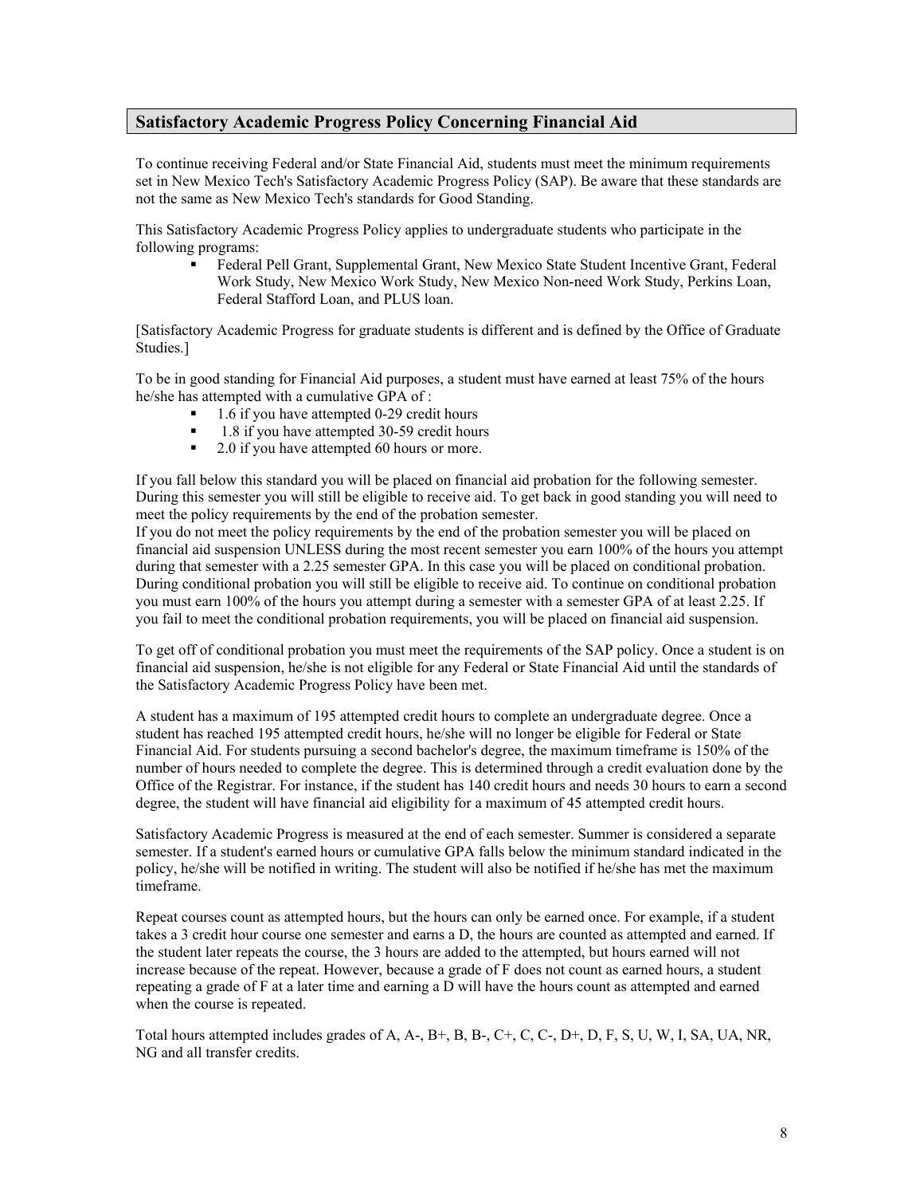## Satisfactory Academic Progress Policy Concerning Financial Aid

To continue receiving Federal and/or State Financial Aid, students must meet the minimum requirements set in New Mexico Tech's Satisfactory Academic Progress Policy (SAP). Be aware that these standards are not the same as New Mexico Tech's standards for Good Standing.

This Satisfactory Academic Progress Policy applies to undergraduate students who participate in the following programs:

- Federal Pell Grant, Supplemental Grant, New Mexico State Student Incentive Grant, Federal Work Study, New Mexico Work Study, New Mexico Non-need Work Study, Perkins Loan, Federal Stafford Loan, and PLUS loan.

[Satisfactory Academic Progress for graduate students is different and is defined by the Office of Graduate Studies.]

To be in good standing for Financial Aid purposes, a student must have earned at least 75% of the hours he/she has attempted with a cumulative GPA of :

- 1.6 if you have attempted 0-29 credit hours
- 1.8 if you have attempted 30-59 credit hours
- 2.0 if you have attempted 60 hours or more.

If you fall below this standard you will be placed on financial aid probation for the following semester. During this semester you will still be eligible to receive aid. To get back in good standing you will need to meet the policy requirements by the end of the probation semester.
If you do not meet the policy requirements by the end of the probation semester you will be placed on financial aid suspension UNLESS during the most recent semester you earn 100% of the hours you attempt during that semester with a 2.25 semester GPA. In this case you will be placed on conditional probation. During conditional probation you will still be eligible to receive aid. To continue on conditional probation you must earn 100% of the hours you attempt during a semester with a semester GPA of at least 2.25. If you fail to meet the conditional probation requirements, you will be placed on financial aid suspension.

To get off of conditional probation you must meet the requirements of the SAP policy. Once a student is on financial aid suspension, he/she is not eligible for any Federal or State Financial Aid until the standards of the Satisfactory Academic Progress Policy have been met.

A student has a maximum of 195 attempted credit hours to complete an undergraduate degree. Once a student has reached 195 attempted credit hours, he/she will no longer be eligible for Federal or State Financial Aid. For students pursuing a second bachelor's degree, the maximum timeframe is 150% of the number of hours needed to complete the degree. This is determined through a credit evaluation done by the Office of the Registrar. For instance, if the student has 140 credit hours and needs 30 hours to earn a second degree, the student will have financial aid eligibility for a maximum of 45 attempted credit hours.

Satisfactory Academic Progress is measured at the end of each semester. Summer is considered a separate semester. If a student's earned hours or cumulative GPA falls below the minimum standard indicated in the policy, he/she will be notified in writing. The student will also be notified if he/she has met the maximum timeframe.

Repeat courses count as attempted hours, but the hours can only be earned once. For example, if a student takes a 3 credit hour course one semester and earns a D, the hours are counted as attempted and earned. If the student later repeats the course, the 3 hours are added to the attempted, but hours earned will not increase because of the repeat. However, because a grade of F does not count as earned hours, a student repeating a grade of F at a later time and earning a D will have the hours count as attempted and earned when the course is repeated.

Total hours attempted includes grades of A, A-, B+, B, B-, C+, C, C-, D+, D, F, S, U, W, I, SA, UA, NR, NG and all transfer credits.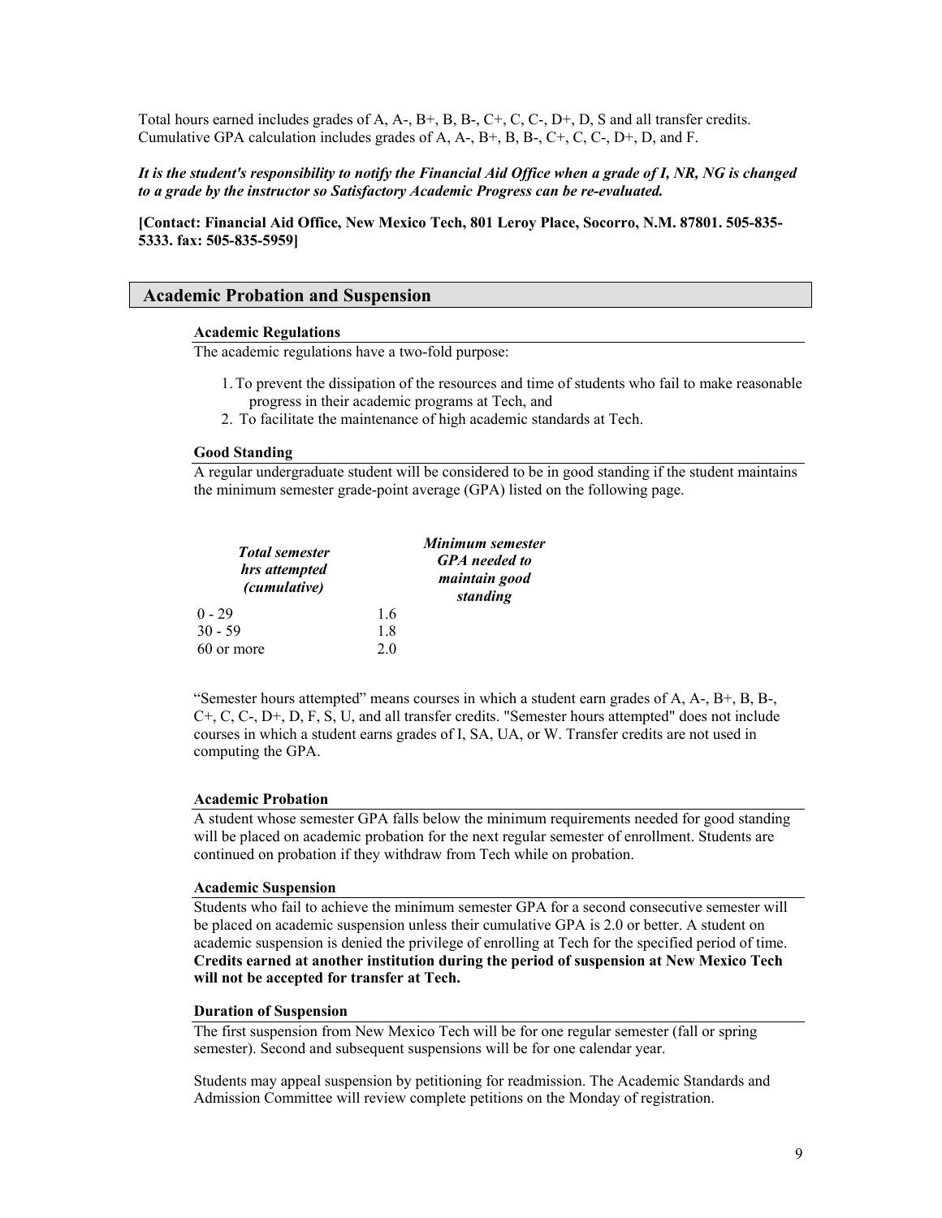Total hours earned includes grades of A, A-, B+, B, B-, C+, C, C-, D+, D, S and all transfer credits. Cumulative GPA calculation includes grades of A, A-, B+, B, B-, C+, C, C-, D+, D, and F.

***It is the student's responsibility to notify the Financial Aid Office when a grade of I, NR, NG is changed to a grade by the instructor so Satisfactory Academic Progress can be re-evaluated.***

**[Contact: Financial Aid Office, New Mexico Tech, 801 Leroy Place, Socorro, N.M. 87801. 505-835-5333. fax: 505-835-5959]**

## Academic Probation and Suspension

### Academic Regulations

The academic regulations have a two-fold purpose:

1. To prevent the dissipation of the resources and time of students who fail to make reasonable progress in their academic programs at Tech, and
2. To facilitate the maintenance of high academic standards at Tech.

### Good Standing

A regular undergraduate student will be considered to be in good standing if the student maintains the minimum semester grade-point average (GPA) listed on the following page.

| *Total semester hrs attempted (cumulative)* | *Minimum semester GPA needed to maintain good standing* |
|---|---|
| 0 - 29 | 1.6 |
| 30 - 59 | 1.8 |
| 60 or more | 2.0 |

"Semester hours attempted" means courses in which a student earn grades of A, A-, B+, B, B-, C+, C, C-, D+, D, F, S, U, and all transfer credits. "Semester hours attempted" does not include courses in which a student earns grades of I, SA, UA, or W. Transfer credits are not used in computing the GPA.

### Academic Probation

A student whose semester GPA falls below the minimum requirements needed for good standing will be placed on academic probation for the next regular semester of enrollment. Students are continued on probation if they withdraw from Tech while on probation.

### Academic Suspension

Students who fail to achieve the minimum semester GPA for a second consecutive semester will be placed on academic suspension unless their cumulative GPA is 2.0 or better. A student on academic suspension is denied the privilege of enrolling at Tech for the specified period of time. **Credits earned at another institution during the period of suspension at New Mexico Tech will not be accepted for transfer at Tech.**

### Duration of Suspension

The first suspension from New Mexico Tech will be for one regular semester (fall or spring semester). Second and subsequent suspensions will be for one calendar year.

Students may appeal suspension by petitioning for readmission. The Academic Standards and Admission Committee will review complete petitions on the Monday of registration.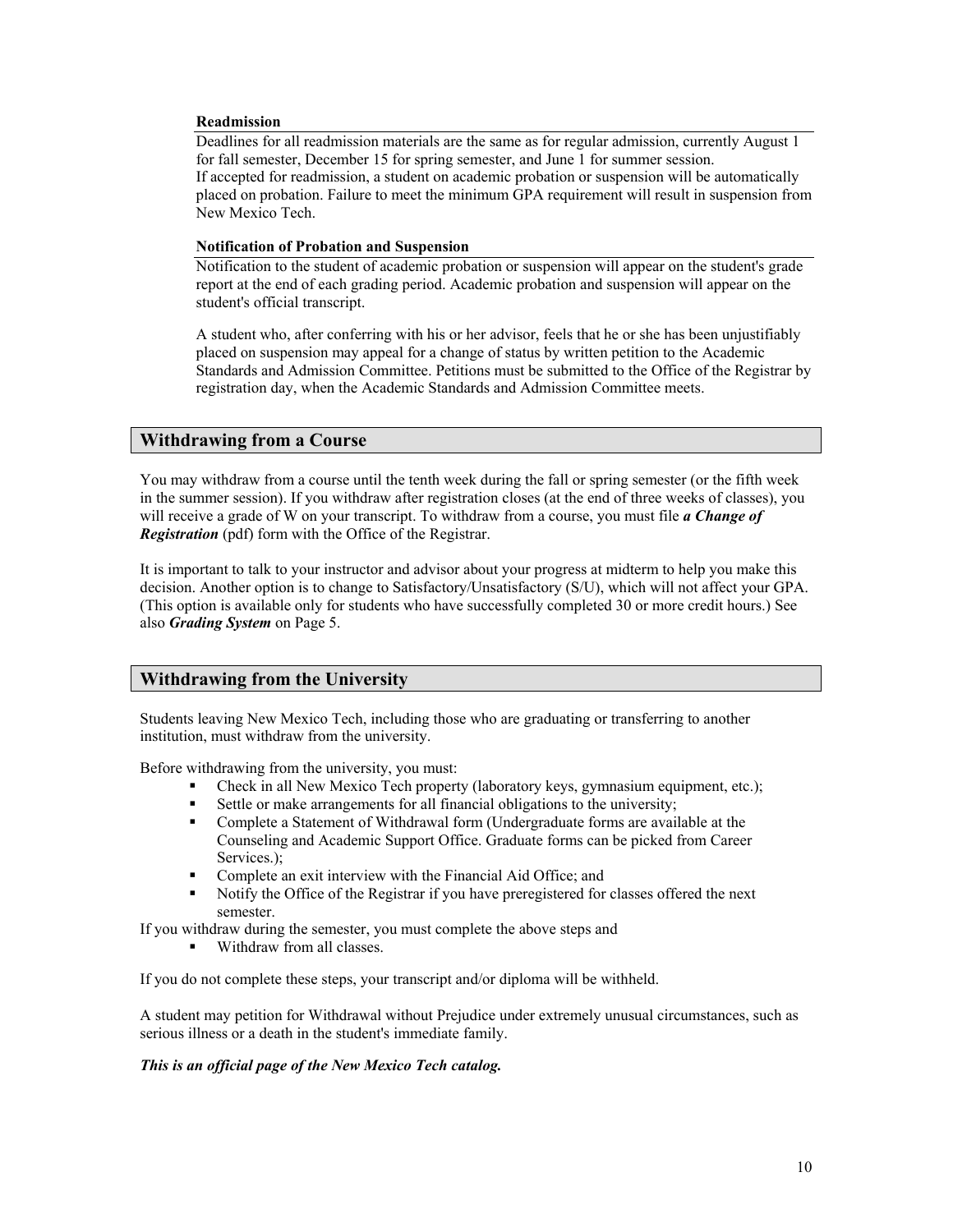### Readmission

Deadlines for all readmission materials are the same as for regular admission, currently August 1 for fall semester, December 15 for spring semester, and June 1 for summer session.
If accepted for readmission, a student on academic probation or suspension will be automatically placed on probation. Failure to meet the minimum GPA requirement will result in suspension from New Mexico Tech.

### Notification of Probation and Suspension

Notification to the student of academic probation or suspension will appear on the student's grade report at the end of each grading period. Academic probation and suspension will appear on the student's official transcript.

A student who, after conferring with his or her advisor, feels that he or she has been unjustifiably placed on suspension may appeal for a change of status by written petition to the Academic Standards and Admission Committee. Petitions must be submitted to the Office of the Registrar by registration day, when the Academic Standards and Admission Committee meets.

## Withdrawing from a Course

You may withdraw from a course until the tenth week during the fall or spring semester (or the fifth week in the summer session). If you withdraw after registration closes (at the end of three weeks of classes), you will receive a grade of W on your transcript. To withdraw from a course, you must file ***a Change of Registration*** (pdf) form with the Office of the Registrar.

It is important to talk to your instructor and advisor about your progress at midterm to help you make this decision. Another option is to change to Satisfactory/Unsatisfactory (S/U), which will not affect your GPA. (This option is available only for students who have successfully completed 30 or more credit hours.) See also ***Grading System*** on Page 5.

## Withdrawing from the University

Students leaving New Mexico Tech, including those who are graduating or transferring to another institution, must withdraw from the university.

Before withdrawing from the university, you must:

- Check in all New Mexico Tech property (laboratory keys, gymnasium equipment, etc.);
- Settle or make arrangements for all financial obligations to the university;
- Complete a Statement of Withdrawal form (Undergraduate forms are available at the Counseling and Academic Support Office. Graduate forms can be picked from Career Services.);
- Complete an exit interview with the Financial Aid Office; and
- Notify the Office of the Registrar if you have preregistered for classes offered the next semester.

If you withdraw during the semester, you must complete the above steps and

- Withdraw from all classes.

If you do not complete these steps, your transcript and/or diploma will be withheld.

A student may petition for Withdrawal without Prejudice under extremely unusual circumstances, such as serious illness or a death in the student's immediate family.

***This is an official page of the New Mexico Tech catalog.***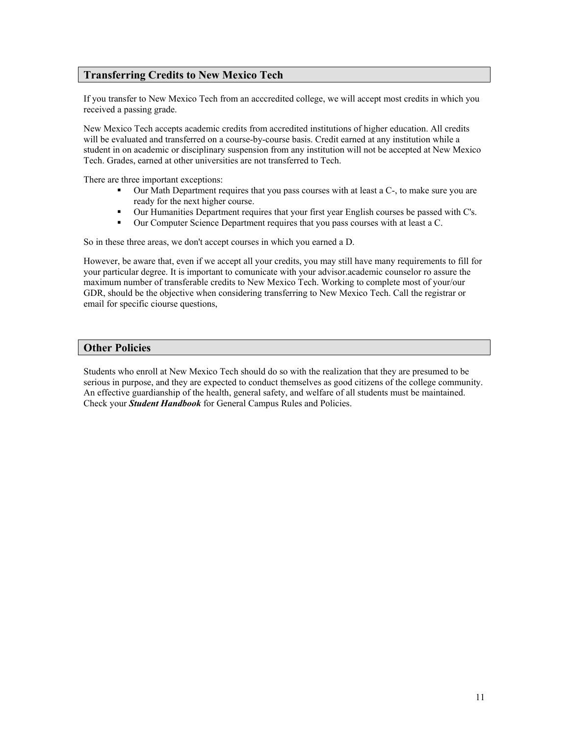## Transferring Credits to New Mexico Tech

If you transfer to New Mexico Tech from an acccredited college, we will accept most credits in which you received a passing grade.

New Mexico Tech accepts academic credits from accredited institutions of higher education. All credits will be evaluated and transferred on a course-by-course basis. Credit earned at any institution while a student in on academic or disciplinary suspension from any institution will not be accepted at New Mexico Tech. Grades, earned at other universities are not transferred to Tech.

There are three important exceptions:

- Our Math Department requires that you pass courses with at least a C-, to make sure you are ready for the next higher course.
- Our Humanities Department requires that your first year English courses be passed with C's.
- Our Computer Science Department requires that you pass courses with at least a C.

So in these three areas, we don't accept courses in which you earned a D.

However, be aware that, even if we accept all your credits, you may still have many requirements to fill for your particular degree. It is important to comunicate with your advisor.academic counselor ro assure the maximum number of transferable credits to New Mexico Tech. Working to complete most of your/our GDR, should be the objective when considering transferring to New Mexico Tech. Call the registrar or email for specific ciourse questions,

## Other Policies

Students who enroll at New Mexico Tech should do so with the realization that they are presumed to be serious in purpose, and they are expected to conduct themselves as good citizens of the college community. An effective guardianship of the health, general safety, and welfare of all students must be maintained. Check your ***Student Handbook*** for General Campus Rules and Policies.